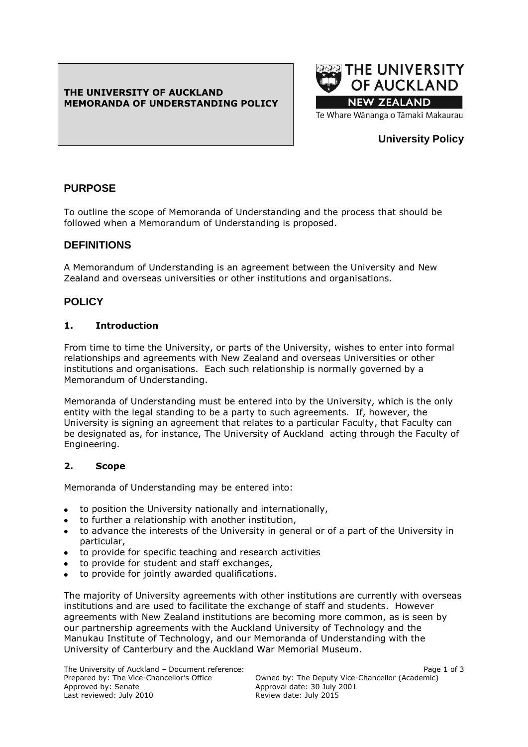**THE UNIVERSITY OF AUCKLAND MEMORANDA OF UNDERSTANDING POLICY**

THE UNIVERSITY OF AUCKLAND
NEW ZEALAND
Te Whare Wānanga o Tāmaki Makaurau

**University Policy**

## PURPOSE

To outline the scope of Memoranda of Understanding and the process that should be followed when a Memorandum of Understanding is proposed.

## DEFINITIONS

A Memorandum of Understanding is an agreement between the University and New Zealand and overseas universities or other institutions and organisations.

## POLICY

### 1. Introduction

From time to time the University, or parts of the University, wishes to enter into formal relationships and agreements with New Zealand and overseas Universities or other institutions and organisations. Each such relationship is normally governed by a Memorandum of Understanding.

Memoranda of Understanding must be entered into by the University, which is the only entity with the legal standing to be a party to such agreements. If, however, the University is signing an agreement that relates to a particular Faculty, that Faculty can be designated as, for instance, The University of Auckland acting through the Faculty of Engineering.

### 2. Scope

Memoranda of Understanding may be entered into:

- to position the University nationally and internationally,
- to further a relationship with another institution,
- to advance the interests of the University in general or of a part of the University in particular,
- to provide for specific teaching and research activities
- to provide for student and staff exchanges,
- to provide for jointly awarded qualifications.

The majority of University agreements with other institutions are currently with overseas institutions and are used to facilitate the exchange of staff and students. However agreements with New Zealand institutions are becoming more common, as is seen by our partnership agreements with the Auckland University of Technology and the Manukau Institute of Technology, and our Memoranda of Understanding with the University of Canterbury and the Auckland War Memorial Museum.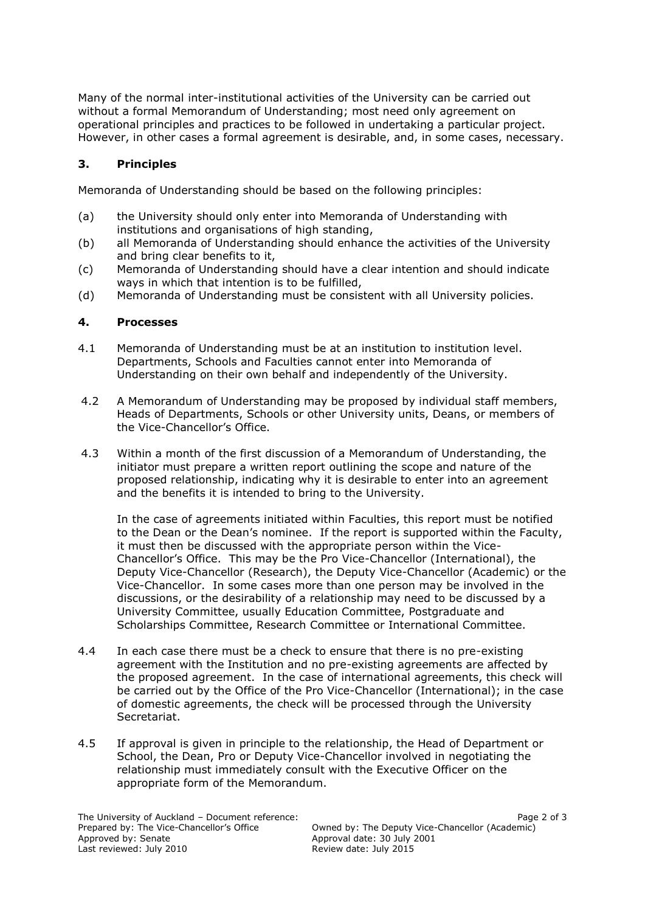Many of the normal inter-institutional activities of the University can be carried out without a formal Memorandum of Understanding; most need only agreement on operational principles and practices to be followed in undertaking a particular project. However, in other cases a formal agreement is desirable, and, in some cases, necessary.

### 3. Principles

Memoranda of Understanding should be based on the following principles:

(a) the University should only enter into Memoranda of Understanding with institutions and organisations of high standing,

(b) all Memoranda of Understanding should enhance the activities of the University and bring clear benefits to it,

(c) Memoranda of Understanding should have a clear intention and should indicate ways in which that intention is to be fulfilled,

(d) Memoranda of Understanding must be consistent with all University policies.

### 4. Processes

4.1 Memoranda of Understanding must be at an institution to institution level. Departments, Schools and Faculties cannot enter into Memoranda of Understanding on their own behalf and independently of the University.

4.2 A Memorandum of Understanding may be proposed by individual staff members, Heads of Departments, Schools or other University units, Deans, or members of the Vice-Chancellor's Office.

4.3 Within a month of the first discussion of a Memorandum of Understanding, the initiator must prepare a written report outlining the scope and nature of the proposed relationship, indicating why it is desirable to enter into an agreement and the benefits it is intended to bring to the University.

In the case of agreements initiated within Faculties, this report must be notified to the Dean or the Dean's nominee. If the report is supported within the Faculty, it must then be discussed with the appropriate person within the Vice-Chancellor's Office. This may be the Pro Vice-Chancellor (International), the Deputy Vice-Chancellor (Research), the Deputy Vice-Chancellor (Academic) or the Vice-Chancellor. In some cases more than one person may be involved in the discussions, or the desirability of a relationship may need to be discussed by a University Committee, usually Education Committee, Postgraduate and Scholarships Committee, Research Committee or International Committee.

4.4 In each case there must be a check to ensure that there is no pre-existing agreement with the Institution and no pre-existing agreements are affected by the proposed agreement. In the case of international agreements, this check will be carried out by the Office of the Pro Vice-Chancellor (International); in the case of domestic agreements, the check will be processed through the University Secretariat.

4.5 If approval is given in principle to the relationship, the Head of Department or School, the Dean, Pro or Deputy Vice-Chancellor involved in negotiating the relationship must immediately consult with the Executive Officer on the appropriate form of the Memorandum.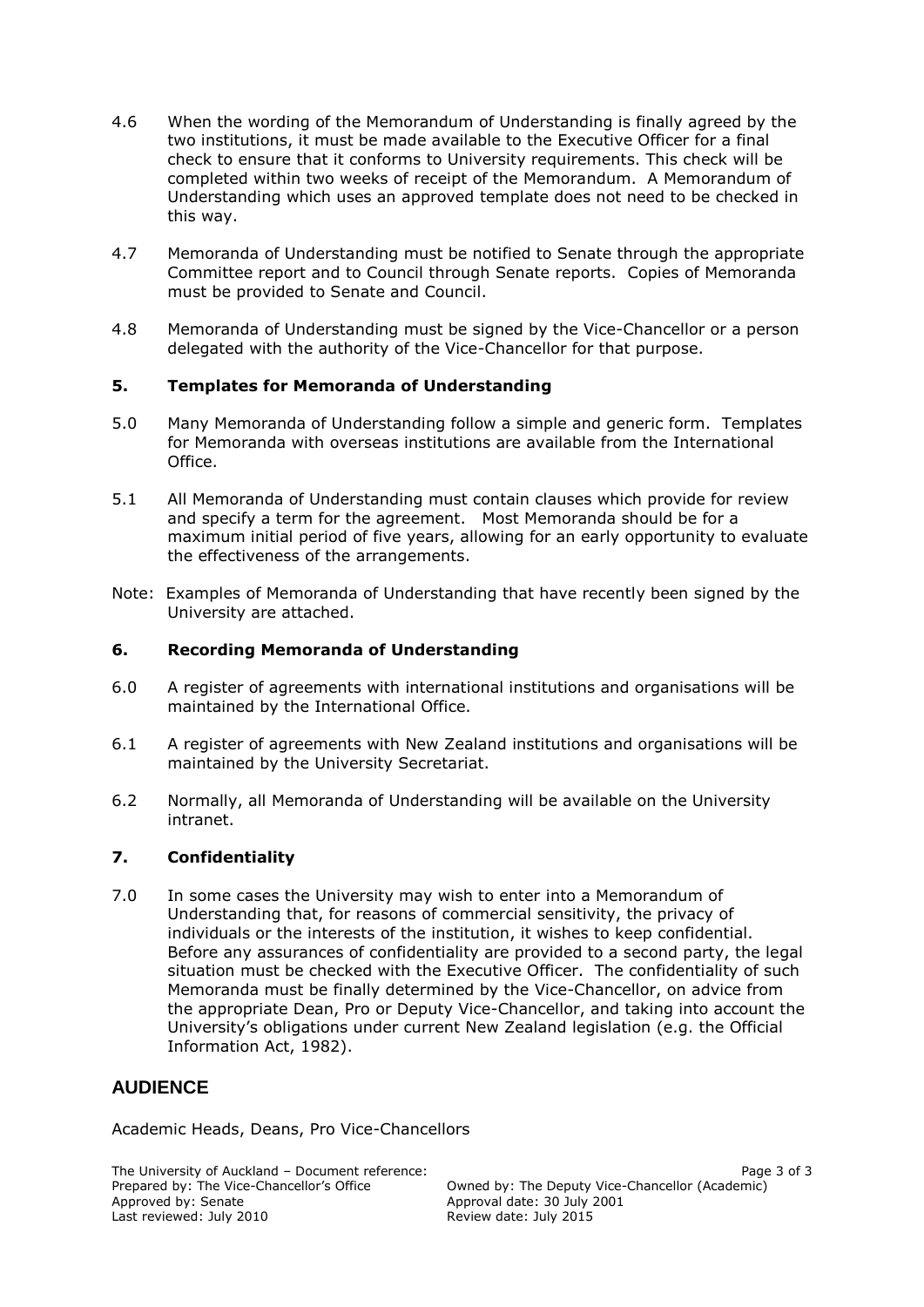4.6 When the wording of the Memorandum of Understanding is finally agreed by the two institutions, it must be made available to the Executive Officer for a final check to ensure that it conforms to University requirements. This check will be completed within two weeks of receipt of the Memorandum. A Memorandum of Understanding which uses an approved template does not need to be checked in this way.

4.7 Memoranda of Understanding must be notified to Senate through the appropriate Committee report and to Council through Senate reports. Copies of Memoranda must be provided to Senate and Council.

4.8 Memoranda of Understanding must be signed by the Vice-Chancellor or a person delegated with the authority of the Vice-Chancellor for that purpose.

### 5. Templates for Memoranda of Understanding

5.0 Many Memoranda of Understanding follow a simple and generic form. Templates for Memoranda with overseas institutions are available from the International Office.

5.1 All Memoranda of Understanding must contain clauses which provide for review and specify a term for the agreement. Most Memoranda should be for a maximum initial period of five years, allowing for an early opportunity to evaluate the effectiveness of the arrangements.

Note: Examples of Memoranda of Understanding that have recently been signed by the University are attached.

### 6. Recording Memoranda of Understanding

6.0 A register of agreements with international institutions and organisations will be maintained by the International Office.

6.1 A register of agreements with New Zealand institutions and organisations will be maintained by the University Secretariat.

6.2 Normally, all Memoranda of Understanding will be available on the University intranet.

### 7. Confidentiality

7.0 In some cases the University may wish to enter into a Memorandum of Understanding that, for reasons of commercial sensitivity, the privacy of individuals or the interests of the institution, it wishes to keep confidential. Before any assurances of confidentiality are provided to a second party, the legal situation must be checked with the Executive Officer. The confidentiality of such Memoranda must be finally determined by the Vice-Chancellor, on advice from the appropriate Dean, Pro or Deputy Vice-Chancellor, and taking into account the University's obligations under current New Zealand legislation (e.g. the Official Information Act, 1982).

## AUDIENCE

Academic Heads, Deans, Pro Vice-Chancellors

The University of Auckland – Document reference:
Prepared by: The Vice-Chancellor's Office
Approved by: Senate
Last reviewed: July 2010

Owned by: The Deputy Vice-Chancellor (Academic)
Approval date: 30 July 2001
Review date: July 2015